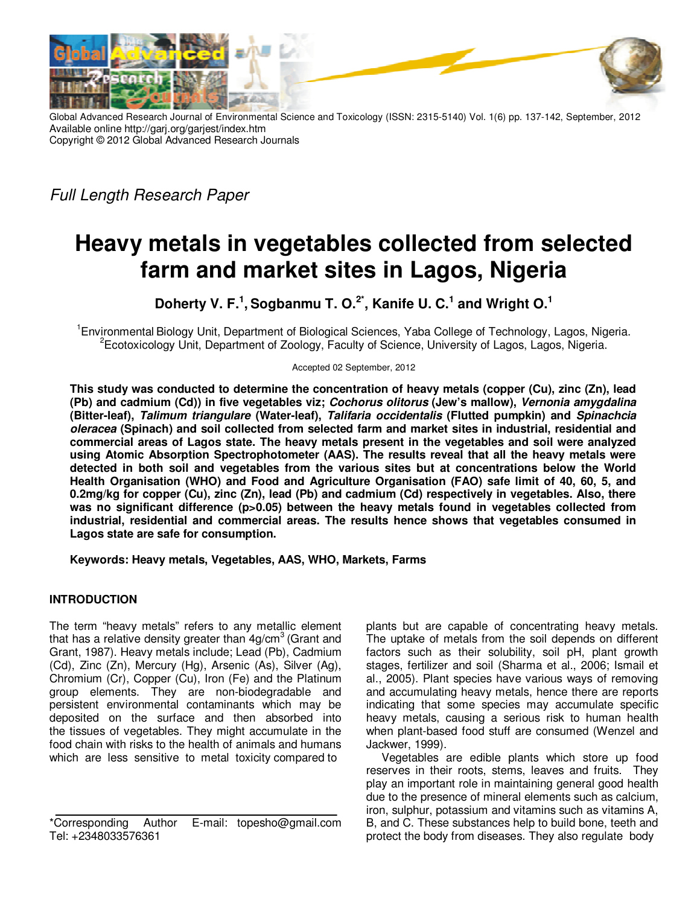Global Advanced Research Journal of Environmental Science and Toxicology (ISSN: 2315-5140) Vol. 1(6) pp. 137-142, September, 2012
Available online http://garj.org/garjest/index.htm
Copyright © 2012 Global Advanced Research Journals

*Full Length Research Paper*

# Heavy metals in vegetables collected from selected farm and market sites in Lagos, Nigeria

**Doherty V. F.[1], Sogbanmu T. O.[2*], Kanife U. C.[1] and Wright O.[1]**

[1]Environmental Biology Unit, Department of Biological Sciences, Yaba College of Technology, Lagos, Nigeria.
[2]Ecotoxicology Unit, Department of Zoology, Faculty of Science, University of Lagos, Lagos, Nigeria.

Accepted 02 September, 2012

**This study was conducted to determine the concentration of heavy metals (copper (Cu), zinc (Zn), lead (Pb) and cadmium (Cd)) in five vegetables viz; *Cochorus olitorus* (Jew's mallow), *Vernonia amygdalina* (Bitter-leaf), *Talimum triangulare* (Water-leaf), *Talifaria occidentalis* (Flutted pumpkin) and *Spinachcia oleracea* (Spinach) and soil collected from selected farm and market sites in industrial, residential and commercial areas of Lagos state. The heavy metals present in the vegetables and soil were analyzed using Atomic Absorption Spectrophotometer (AAS). The results reveal that all the heavy metals were detected in both soil and vegetables from the various sites but at concentrations below the World Health Organisation (WHO) and Food and Agriculture Organisation (FAO) safe limit of 40, 60, 5, and 0.2mg/kg for copper (Cu), zinc (Zn), lead (Pb) and cadmium (Cd) respectively in vegetables. Also, there was no significant difference ($p>0.05$) between the heavy metals found in vegetables collected from industrial, residential and commercial areas. The results hence shows that vegetables consumed in Lagos state are safe for consumption.**

**Keywords: Heavy metals, Vegetables, AAS, WHO, Markets, Farms**

## INTRODUCTION

The term "heavy metals" refers to any metallic element that has a relative density greater than 4g/cm$^3$ (Grant and Grant, 1987). Heavy metals include; Lead (Pb), Cadmium (Cd), Zinc (Zn), Mercury (Hg), Arsenic (As), Silver (Ag), Chromium (Cr), Copper (Cu), Iron (Fe) and the Platinum group elements. They are non-biodegradable and persistent environmental contaminants which may be deposited on the surface and then absorbed into the tissues of vegetables. They might accumulate in the food chain with risks to the health of animals and humans which are less sensitive to metal toxicity compared to plants but are capable of concentrating heavy metals. The uptake of metals from the soil depends on different factors such as their solubility, soil pH, plant growth stages, fertilizer and soil (Sharma et al., 2006; Ismail et al., 2005). Plant species have various ways of removing and accumulating heavy metals, hence there are reports indicating that some species may accumulate specific heavy metals, causing a serious risk to human health when plant-based food stuff are consumed (Wenzel and Jackwer, 1999).

Vegetables are edible plants which store up food reserves in their roots, stems, leaves and fruits. They play an important role in maintaining general good health due to the presence of mineral elements such as calcium, iron, sulphur, potassium and vitamins such as vitamins A, B, and C. These substances help to build bone, teeth and protect the body from diseases. They also regulate body

*Corresponding Author E-mail: topesho@gmail.com Tel: +2348033576361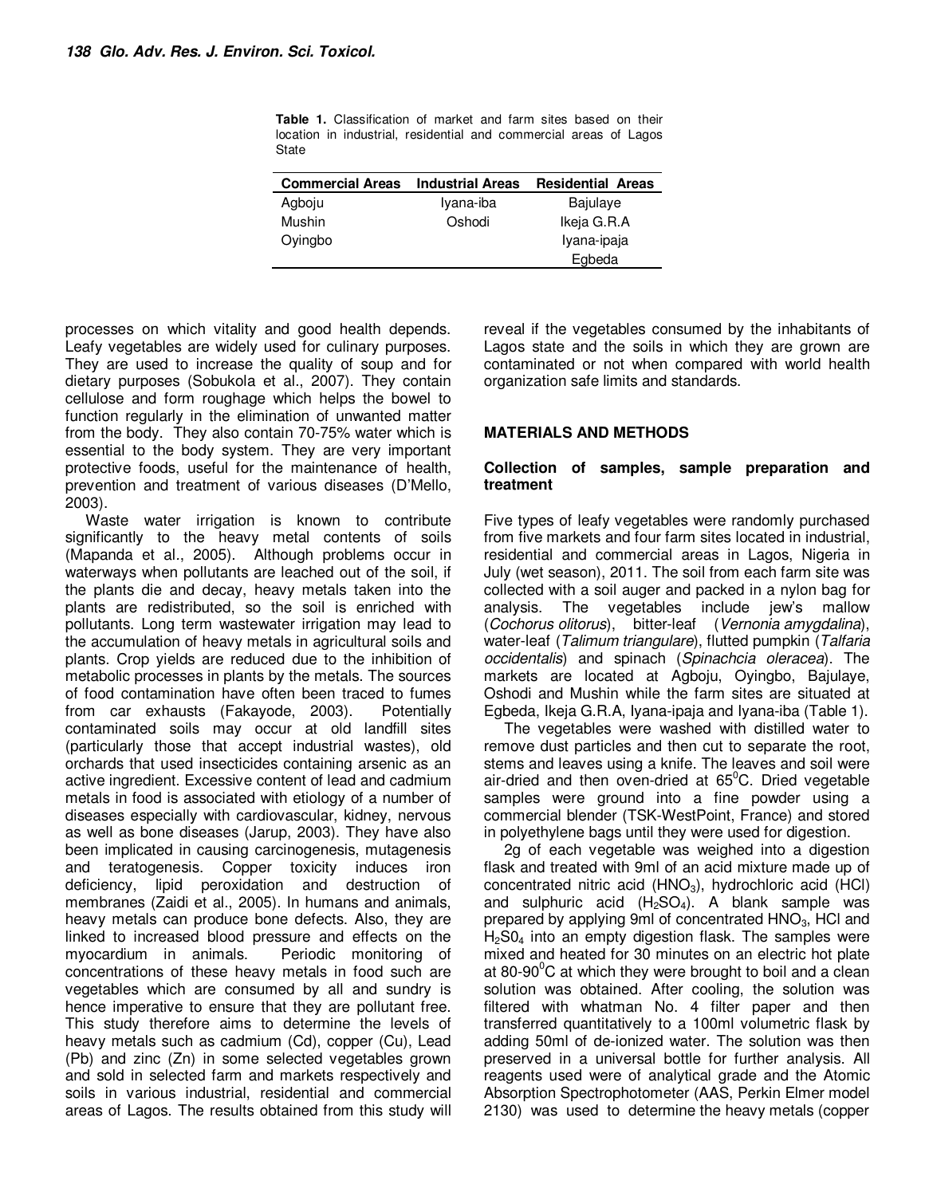**Table 1.** Classification of market and farm sites based on their location in industrial, residential and commercial areas of Lagos State

| Commercial Areas | Industrial Areas | Residential Areas |
|---|---|---|
| Agboju | Iyana-iba | Bajulaye |
| Mushin | Oshodi | Ikeja G.R.A |
| Oyingbo | | Iyana-ipaja |
| | | Egbeda |

processes on which vitality and good health depends. Leafy vegetables are widely used for culinary purposes. They are used to increase the quality of soup and for dietary purposes (Sobukola et al., 2007). They contain cellulose and form roughage which helps the bowel to function regularly in the elimination of unwanted matter from the body. They also contain 70-75% water which is essential to the body system. They are very important protective foods, useful for the maintenance of health, prevention and treatment of various diseases (D'Mello, 2003).

Waste water irrigation is known to contribute significantly to the heavy metal contents of soils (Mapanda et al., 2005). Although problems occur in waterways when pollutants are leached out of the soil, if the plants die and decay, heavy metals taken into the plants are redistributed, so the soil is enriched with pollutants. Long term wastewater irrigation may lead to the accumulation of heavy metals in agricultural soils and plants. Crop yields are reduced due to the inhibition of metabolic processes in plants by the metals. The sources of food contamination have often been traced to fumes from car exhausts (Fakayode, 2003). Potentially contaminated soils may occur at old landfill sites (particularly those that accept industrial wastes), old orchards that used insecticides containing arsenic as an active ingredient. Excessive content of lead and cadmium metals in food is associated with etiology of a number of diseases especially with cardiovascular, kidney, nervous as well as bone diseases (Jarup, 2003). They have also been implicated in causing carcinogenesis, mutagenesis and teratogenesis. Copper toxicity induces iron deficiency, lipid peroxidation and destruction of membranes (Zaidi et al., 2005). In humans and animals, heavy metals can produce bone defects. Also, they are linked to increased blood pressure and effects on the myocardium in animals. Periodic monitoring of concentrations of these heavy metals in food such are vegetables which are consumed by all and sundry is hence imperative to ensure that they are pollutant free. This study therefore aims to determine the levels of heavy metals such as cadmium (Cd), copper (Cu), Lead (Pb) and zinc (Zn) in some selected vegetables grown and sold in selected farm and markets respectively and soils in various industrial, residential and commercial areas of Lagos. The results obtained from this study will reveal if the vegetables consumed by the inhabitants of Lagos state and the soils in which they are grown are contaminated or not when compared with world health organization safe limits and standards.

## MATERIALS AND METHODS

### Collection of samples, sample preparation and treatment

Five types of leafy vegetables were randomly purchased from five markets and four farm sites located in industrial, residential and commercial areas in Lagos, Nigeria in July (wet season), 2011. The soil from each farm site was collected with a soil auger and packed in a nylon bag for analysis. The vegetables include jew's mallow (*Cochorus olitorus*), bitter-leaf (*Vernonia amygdalina*), water-leaf (*Talimum triangulare*), flutted pumpkin (*Talfaria occidentalis*) and spinach (*Spinachcia oleracea*). The markets are located at Agboju, Oyingbo, Bajulaye, Oshodi and Mushin while the farm sites are situated at Egbeda, Ikeja G.R.A, Iyana-ipaja and Iyana-iba (Table 1).

The vegetables were washed with distilled water to remove dust particles and then cut to separate the root, stems and leaves using a knife. The leaves and soil were air-dried and then oven-dried at $65^0$C. Dried vegetable samples were ground into a fine powder using a commercial blender (TSK-WestPoint, France) and stored in polyethylene bags until they were used for digestion.

2g of each vegetable was weighed into a digestion flask and treated with 9ml of an acid mixture made up of concentrated nitric acid ($HNO_3$), hydrochloric acid (HCl) and sulphuric acid ($H_2SO_4$). A blank sample was prepared by applying 9ml of concentrated $HNO_3$, HCl and $H_2S0_4$ into an empty digestion flask. The samples were mixed and heated for 30 minutes on an electric hot plate at 80-90$^0$C at which they were brought to boil and a clean solution was obtained. After cooling, the solution was filtered with whatman No. 4 filter paper and then transferred quantitatively to a 100ml volumetric flask by adding 50ml of de-ionized water. The solution was then preserved in a universal bottle for further analysis. All reagents used were of analytical grade and the Atomic Absorption Spectrophotometer (AAS, Perkin Elmer model 2130) was used to determine the heavy metals (copper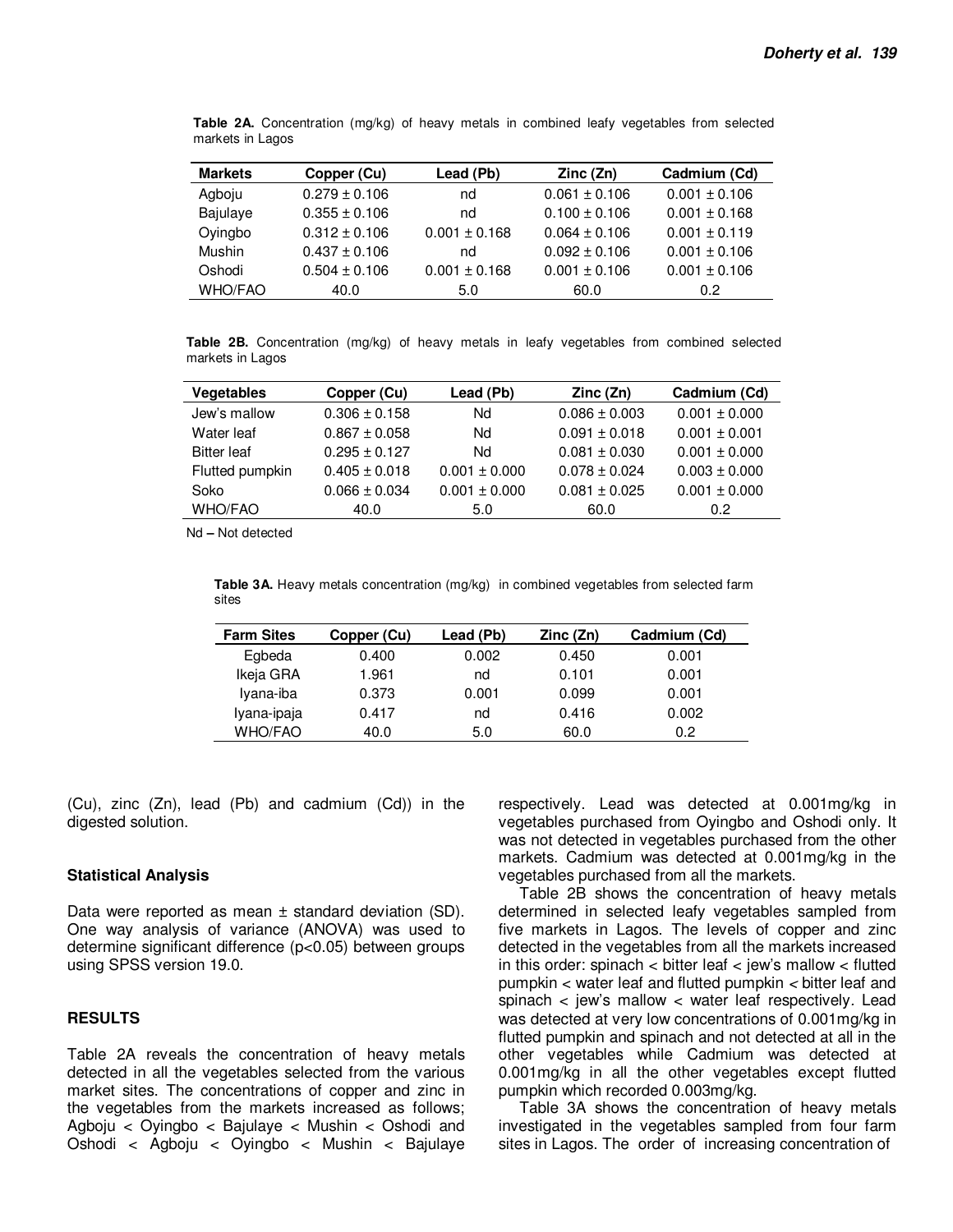**Table 2A.** Concentration (mg/kg) of heavy metals in combined leafy vegetables from selected markets in Lagos

| Markets | Copper (Cu) | Lead (Pb) | Zinc (Zn) | Cadmium (Cd) |
|---|---|---|---|---|
| Agboju | 0.279 ± 0.106 | nd | 0.061 ± 0.106 | 0.001 ± 0.106 |
| Bajulaye | 0.355 ± 0.106 | nd | 0.100 ± 0.106 | 0.001 ± 0.168 |
| Oyingbo | 0.312 ± 0.106 | 0.001 ± 0.168 | 0.064 ± 0.106 | 0.001 ± 0.119 |
| Mushin | 0.437 ± 0.106 | nd | 0.092 ± 0.106 | 0.001 ± 0.106 |
| Oshodi | 0.504 ± 0.106 | 0.001 ± 0.168 | 0.001 ± 0.106 | 0.001 ± 0.106 |
| WHO/FAO | 40.0 | 5.0 | 60.0 | 0.2 |

**Table 2B.** Concentration (mg/kg) of heavy metals in leafy vegetables from combined selected markets in Lagos

| Vegetables | Copper (Cu) | Lead (Pb) | Zinc (Zn) | Cadmium (Cd) |
|---|---|---|---|---|
| Jew's mallow | 0.306 ± 0.158 | Nd | 0.086 ± 0.003 | 0.001 ± 0.000 |
| Water leaf | 0.867 ± 0.058 | Nd | 0.091 ± 0.018 | 0.001 ± 0.001 |
| Bitter leaf | 0.295 ± 0.127 | Nd | 0.081 ± 0.030 | 0.001 ± 0.000 |
| Flutted pumpkin | 0.405 ± 0.018 | 0.001 ± 0.000 | 0.078 ± 0.024 | 0.003 ± 0.000 |
| Soko | 0.066 ± 0.034 | 0.001 ± 0.000 | 0.081 ± 0.025 | 0.001 ± 0.000 |
| WHO/FAO | 40.0 | 5.0 | 60.0 | 0.2 |

Nd – Not detected

**Table 3A.** Heavy metals concentration (mg/kg) in combined vegetables from selected farm sites

| Farm Sites | Copper (Cu) | Lead (Pb) | Zinc (Zn) | Cadmium (Cd) |
|---|---|---|---|---|
| Egbeda | 0.400 | 0.002 | 0.450 | 0.001 |
| Ikeja GRA | 1.961 | nd | 0.101 | 0.001 |
| Iyana-iba | 0.373 | 0.001 | 0.099 | 0.001 |
| Iyana-ipaja | 0.417 | nd | 0.416 | 0.002 |
| WHO/FAO | 40.0 | 5.0 | 60.0 | 0.2 |

(Cu), zinc (Zn), lead (Pb) and cadmium (Cd)) in the digested solution.

### Statistical Analysis

Data were reported as mean ± standard deviation (SD). One way analysis of variance (ANOVA) was used to determine significant difference ($p<0.05$) between groups using SPSS version 19.0.

## RESULTS

Table 2A reveals the concentration of heavy metals detected in all the vegetables selected from the various market sites. The concentrations of copper and zinc in the vegetables from the markets increased as follows; Agboju < Oyingbo < Bajulaye < Mushin < Oshodi and Oshodi < Agboju < Oyingbo < Mushin < Bajulaye respectively. Lead was detected at 0.001mg/kg in vegetables purchased from Oyingbo and Oshodi only. It was not detected in vegetables purchased from the other markets. Cadmium was detected at 0.001mg/kg in the vegetables purchased from all the markets.

Table 2B shows the concentration of heavy metals determined in selected leafy vegetables sampled from five markets in Lagos. The levels of copper and zinc detected in the vegetables from all the markets increased in this order: spinach < bitter leaf < jew's mallow < flutted pumpkin < water leaf and flutted pumpkin < bitter leaf and spinach < jew's mallow < water leaf respectively. Lead was detected at very low concentrations of 0.001mg/kg in flutted pumpkin and spinach and not detected at all in the other vegetables while Cadmium was detected at 0.001mg/kg in all the other vegetables except flutted pumpkin which recorded 0.003mg/kg.

Table 3A shows the concentration of heavy metals investigated in the vegetables sampled from four farm sites in Lagos. The order of increasing concentration of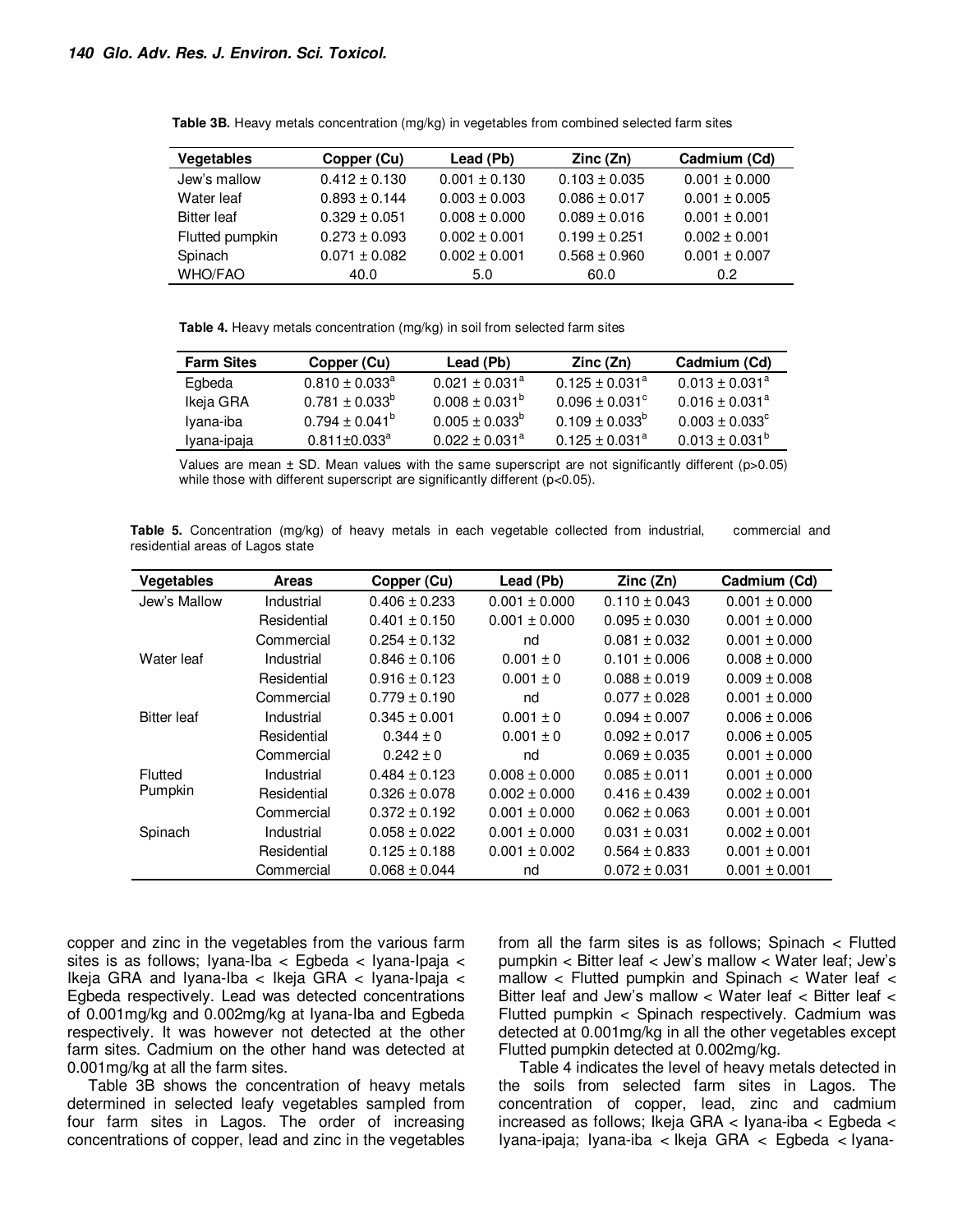**Table 3B.** Heavy metals concentration (mg/kg) in vegetables from combined selected farm sites

| Vegetables | Copper (Cu) | Lead (Pb) | Zinc (Zn) | Cadmium (Cd) |
|---|---|---|---|---|
| Jew's mallow | 0.412 ± 0.130 | 0.001 ± 0.130 | 0.103 ± 0.035 | 0.001 ± 0.000 |
| Water leaf | 0.893 ± 0.144 | 0.003 ± 0.003 | 0.086 ± 0.017 | 0.001 ± 0.005 |
| Bitter leaf | 0.329 ± 0.051 | 0.008 ± 0.000 | 0.089 ± 0.016 | 0.001 ± 0.001 |
| Flutted pumpkin | 0.273 ± 0.093 | 0.002 ± 0.001 | 0.199 ± 0.251 | 0.002 ± 0.001 |
| Spinach | 0.071 ± 0.082 | 0.002 ± 0.001 | 0.568 ± 0.960 | 0.001 ± 0.007 |
| WHO/FAO | 40.0 | 5.0 | 60.0 | 0.2 |

**Table 4.** Heavy metals concentration (mg/kg) in soil from selected farm sites

| Farm Sites | Copper (Cu) | Lead (Pb) | Zinc (Zn) | Cadmium (Cd) |
|---|---|---|---|---|
| Egbeda | 0.810 ± 0.033[a] | 0.021 ± 0.031[a] | 0.125 ± 0.031[a] | 0.013 ± 0.031[a] |
| Ikeja GRA | 0.781 ± 0.033[b] | 0.008 ± 0.031[b] | 0.096 ± 0.031[c] | 0.016 ± 0.031[a] |
| Iyana-iba | 0.794 ± 0.041[b] | 0.005 ± 0.033[b] | 0.109 ± 0.033[b] | 0.003 ± 0.033[c] |
| Iyana-ipaja | 0.811±0.033[a] | 0.022 ± 0.031[a] | 0.125 ± 0.031[a] | 0.013 ± 0.031[b] |

Values are mean ± SD. Mean values with the same superscript are not significantly different ($p>0.05$) while those with different superscript are significantly different ($p<0.05$).

**Table 5.** Concentration (mg/kg) of heavy metals in each vegetable collected from industrial, commercial and residential areas of Lagos state

| Vegetables | Areas | Copper (Cu) | Lead (Pb) | Zinc (Zn) | Cadmium (Cd) |
|---|---|---|---|---|---|
| Jew's Mallow | Industrial | 0.406 ± 0.233 | 0.001 ± 0.000 | 0.110 ± 0.043 | 0.001 ± 0.000 |
| | Residential | 0.401 ± 0.150 | 0.001 ± 0.000 | 0.095 ± 0.030 | 0.001 ± 0.000 |
| | Commercial | 0.254 ± 0.132 | nd | 0.081 ± 0.032 | 0.001 ± 0.000 |
| Water leaf | Industrial | 0.846 ± 0.106 | 0.001 ± 0 | 0.101 ± 0.006 | 0.008 ± 0.000 |
| | Residential | 0.916 ± 0.123 | 0.001 ± 0 | 0.088 ± 0.019 | 0.009 ± 0.008 |
| | Commercial | 0.779 ± 0.190 | nd | 0.077 ± 0.028 | 0.001 ± 0.000 |
| Bitter leaf | Industrial | 0.345 ± 0.001 | 0.001 ± 0 | 0.094 ± 0.007 | 0.006 ± 0.006 |
| | Residential | 0.344 ± 0 | 0.001 ± 0 | 0.092 ± 0.017 | 0.006 ± 0.005 |
| | Commercial | 0.242 ± 0 | nd | 0.069 ± 0.035 | 0.001 ± 0.000 |
| Flutted Pumpkin | Industrial | 0.484 ± 0.123 | 0.008 ± 0.000 | 0.085 ± 0.011 | 0.001 ± 0.000 |
| | Residential | 0.326 ± 0.078 | 0.002 ± 0.000 | 0.416 ± 0.439 | 0.002 ± 0.001 |
| | Commercial | 0.372 ± 0.192 | 0.001 ± 0.000 | 0.062 ± 0.063 | 0.001 ± 0.001 |
| Spinach | Industrial | 0.058 ± 0.022 | 0.001 ± 0.000 | 0.031 ± 0.031 | 0.002 ± 0.001 |
| | Residential | 0.125 ± 0.188 | 0.001 ± 0.002 | 0.564 ± 0.833 | 0.001 ± 0.001 |
| | Commercial | 0.068 ± 0.044 | nd | 0.072 ± 0.031 | 0.001 ± 0.001 |

copper and zinc in the vegetables from the various farm sites is as follows; Iyana-Iba < Egbeda < Iyana-Ipaja < Ikeja GRA and Iyana-Iba < Ikeja GRA < Iyana-Ipaja < Egbeda respectively. Lead was detected concentrations of 0.001mg/kg and 0.002mg/kg at Iyana-Iba and Egbeda respectively. It was however not detected at the other farm sites. Cadmium on the other hand was detected at 0.001mg/kg at all the farm sites.

Table 3B shows the concentration of heavy metals determined in selected leafy vegetables sampled from four farm sites in Lagos. The order of increasing concentrations of copper, lead and zinc in the vegetables from all the farm sites is as follows; Spinach < Flutted pumpkin < Bitter leaf < Jew's mallow < Water leaf; Jew's mallow < Flutted pumpkin and Spinach < Water leaf < Bitter leaf and Jew's mallow < Water leaf < Bitter leaf < Flutted pumpkin < Spinach respectively. Cadmium was detected at 0.001mg/kg in all the other vegetables except Flutted pumpkin detected at 0.002mg/kg.

Table 4 indicates the level of heavy metals detected in the soils from selected farm sites in Lagos. The concentration of copper, lead, zinc and cadmium increased as follows; Ikeja GRA < Iyana-iba < Egbeda < Iyana-ipaja; Iyana-iba < Ikeja GRA < Egbeda < Iyana-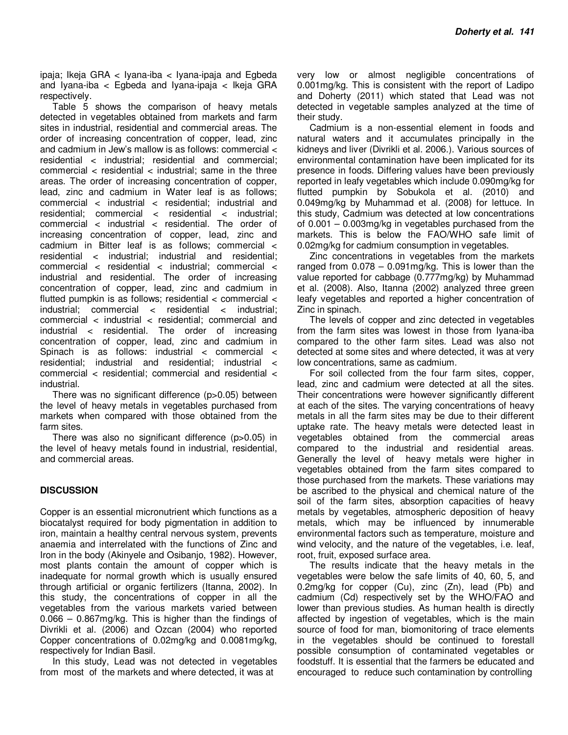ipaja; Ikeja GRA < Iyana-iba < Iyana-ipaja and Egbeda and Iyana-iba < Egbeda and Iyana-ipaja < Ikeja GRA respectively.

Table 5 shows the comparison of heavy metals detected in vegetables obtained from markets and farm sites in industrial, residential and commercial areas. The order of increasing concentration of copper, lead, zinc and cadmium in Jew's mallow is as follows: commercial < residential < industrial; residential and commercial; commercial < residential < industrial; same in the three areas. The order of increasing concentration of copper, lead, zinc and cadmium in Water leaf is as follows; commercial < industrial < residential; industrial and residential; commercial < residential < industrial; commercial < industrial < residential. The order of increasing concentration of copper, lead, zinc and cadmium in Bitter leaf is as follows; commercial < residential < industrial; industrial and residential; commercial < residential < industrial; commercial < industrial and residential. The order of increasing concentration of copper, lead, zinc and cadmium in flutted pumpkin is as follows; residential < commercial < industrial; commercial < residential < industrial; commercial < industrial < residential; commercial and industrial < residential. The order of increasing concentration of copper, lead, zinc and cadmium in Spinach is as follows: industrial < commercial < residential; industrial and residential; industrial < commercial < residential; commercial and residential < industrial.

There was no significant difference ($p>0.05$) between the level of heavy metals in vegetables purchased from markets when compared with those obtained from the farm sites.

There was also no significant difference ($p>0.05$) in the level of heavy metals found in industrial, residential, and commercial areas.

## DISCUSSION

Copper is an essential micronutrient which functions as a biocatalyst required for body pigmentation in addition to iron, maintain a healthy central nervous system, prevents anaemia and interrelated with the functions of Zinc and Iron in the body (Akinyele and Osibanjo, 1982). However, most plants contain the amount of copper which is inadequate for normal growth which is usually ensured through artificial or organic fertilizers (Itanna, 2002). In this study, the concentrations of copper in all the vegetables from the various markets varied between 0.066 – 0.867mg/kg. This is higher than the findings of Divrikli et al. (2006) and Ozcan (2004) who reported Copper concentrations of 0.02mg/kg and 0.0081mg/kg, respectively for Indian Basil.

In this study, Lead was not detected in vegetables from most of the markets and where detected, it was at very low or almost negligible concentrations of 0.001mg/kg. This is consistent with the report of Ladipo and Doherty (2011) which stated that Lead was not detected in vegetable samples analyzed at the time of their study.

Cadmium is a non-essential element in foods and natural waters and it accumulates principally in the kidneys and liver (Divrikli et al. 2006.). Various sources of environmental contamination have been implicated for its presence in foods. Differing values have been previously reported in leafy vegetables which include 0.090mg/kg for flutted pumpkin by Sobukola et al. (2010) and 0.049mg/kg by Muhammad et al. (2008) for lettuce. In this study, Cadmium was detected at low concentrations of 0.001 – 0.003mg/kg in vegetables purchased from the markets. This is below the FAO/WHO safe limit of 0.02mg/kg for cadmium consumption in vegetables.

Zinc concentrations in vegetables from the markets ranged from 0.078 – 0.091mg/kg. This is lower than the value reported for cabbage (0.777mg/kg) by Muhammad et al. (2008). Also, Itanna (2002) analyzed three green leafy vegetables and reported a higher concentration of Zinc in spinach.

The levels of copper and zinc detected in vegetables from the farm sites was lowest in those from Iyana-iba compared to the other farm sites. Lead was also not detected at some sites and where detected, it was at very low concentrations, same as cadmium.

For soil collected from the four farm sites, copper, lead, zinc and cadmium were detected at all the sites. Their concentrations were however significantly different at each of the sites. The varying concentrations of heavy metals in all the farm sites may be due to their different uptake rate. The heavy metals were detected least in vegetables obtained from the commercial areas compared to the industrial and residential areas. Generally the level of heavy metals were higher in vegetables obtained from the farm sites compared to those purchased from the markets. These variations may be ascribed to the physical and chemical nature of the soil of the farm sites, absorption capacities of heavy metals by vegetables, atmospheric deposition of heavy metals, which may be influenced by innumerable environmental factors such as temperature, moisture and wind velocity, and the nature of the vegetables, i.e. leaf, root, fruit, exposed surface area.

The results indicate that the heavy metals in the vegetables were below the safe limits of 40, 60, 5, and 0.2mg/kg for copper (Cu), zinc (Zn), lead (Pb) and cadmium (Cd) respectively set by the WHO/FAO and lower than previous studies. As human health is directly affected by ingestion of vegetables, which is the main source of food for man, biomonitoring of trace elements in the vegetables should be continued to forestall possible consumption of contaminated vegetables or foodstuff. It is essential that the farmers be educated and encouraged to reduce such contamination by controlling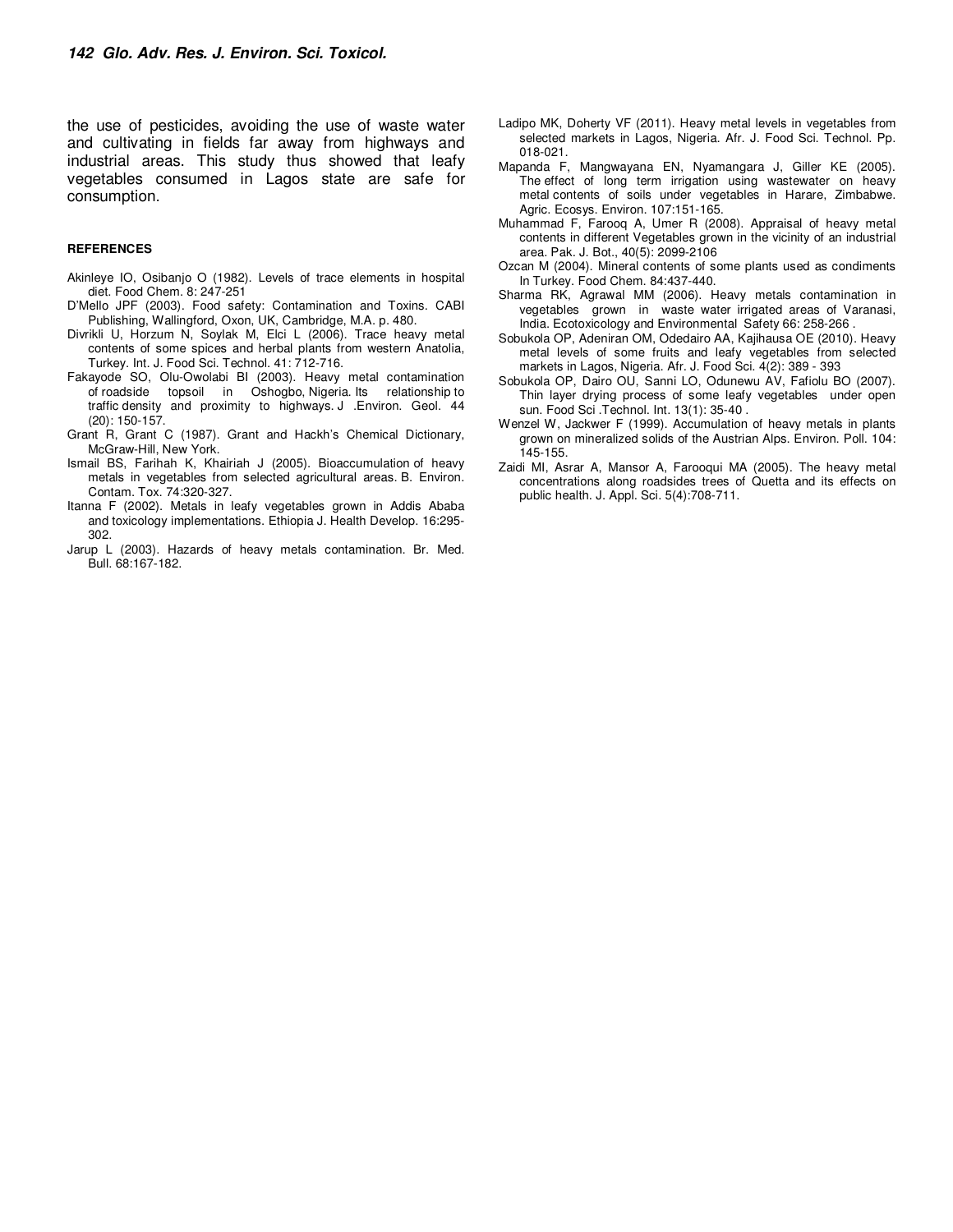the use of pesticides, avoiding the use of waste water and cultivating in fields far away from highways and industrial areas. This study thus showed that leafy vegetables consumed in Lagos state are safe for consumption.

## REFERENCES

Akinleye IO, Osibanjo O (1982). Levels of trace elements in hospital diet. Food Chem. 8: 247-251

D'Mello JPF (2003). Food safety: Contamination and Toxins. CABI Publishing, Wallingford, Oxon, UK, Cambridge, M.A. p. 480.

Divrikli U, Horzum N, Soylak M, Elci L (2006). Trace heavy metal contents of some spices and herbal plants from western Anatolia, Turkey. Int. J. Food Sci. Technol. 41: 712-716.

Fakayode SO, Olu-Owolabi BI (2003). Heavy metal contamination of roadside topsoil in Oshogbo, Nigeria. Its relationship to traffic density and proximity to highways. J .Environ. Geol. 44 (20): 150-157.

Grant R, Grant C (1987). Grant and Hackh's Chemical Dictionary, McGraw-Hill, New York.

Ismail BS, Farihah K, Khairiah J (2005). Bioaccumulation of heavy metals in vegetables from selected agricultural areas. B. Environ. Contam. Tox. 74:320-327.

Itanna F (2002). Metals in leafy vegetables grown in Addis Ababa and toxicology implementations. Ethiopia J. Health Develop. 16:295-302.

Jarup L (2003). Hazards of heavy metals contamination. Br. Med. Bull. 68:167-182.

Ladipo MK, Doherty VF (2011). Heavy metal levels in vegetables from selected markets in Lagos, Nigeria. Afr. J. Food Sci. Technol. Pp. 018-021.

Mapanda F, Mangwayana EN, Nyamangara J, Giller KE (2005). The effect of long term irrigation using wastewater on heavy metal contents of soils under vegetables in Harare, Zimbabwe. Agric. Ecosys. Environ. 107:151-165.

Muhammad F, Farooq A, Umer R (2008). Appraisal of heavy metal contents in different Vegetables grown in the vicinity of an industrial area. Pak. J. Bot., 40(5): 2099-2106

Ozcan M (2004). Mineral contents of some plants used as condiments In Turkey. Food Chem. 84:437-440.

Sharma RK, Agrawal MM (2006). Heavy metals contamination in vegetables grown in waste water irrigated areas of Varanasi, India. Ecotoxicology and Environmental Safety 66: 258-266 .

Sobukola OP, Adeniran OM, Odedairo AA, Kajihausa OE (2010). Heavy metal levels of some fruits and leafy vegetables from selected markets in Lagos, Nigeria. Afr. J. Food Sci. 4(2): 389 - 393

Sobukola OP, Dairo OU, Sanni LO, Odunewu AV, Fafiolu BO (2007). Thin layer drying process of some leafy vegetables under open sun. Food Sci .Technol. Int. 13(1): 35-40 .

Wenzel W, Jackwer F (1999). Accumulation of heavy metals in plants grown on mineralized solids of the Austrian Alps. Environ. Poll. 104: 145-155.

Zaidi MI, Asrar A, Mansor A, Farooqui MA (2005). The heavy metal concentrations along roadsides trees of Quetta and its effects on public health. J. Appl. Sci. 5(4):708-711.